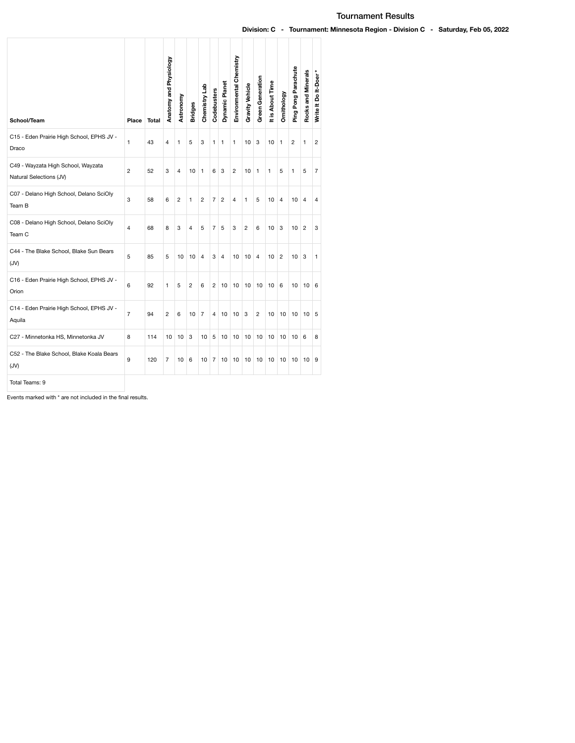# Tournament Results

**Division: C - Tournament: Minnesota Region - Division C - Saturday, Feb 05, 2022**

| School/Team | Place | Total | Anatomy and Physiology | Astronomy | Bridges | Chemistry Lab | Codebusters | Dynamic Planet | Environmental Chemistry | Gravity Vehicle | Green Generation | It is About Time | Ornithology | Ping Pong Parachute | Rocks and Minerals | Write It Do It-Doer * |
|---|---|---|---|---|---|---|---|---|---|---|---|---|---|---|---|---|
| C15 - Eden Prairie High School, EPHS JV - Draco | 1 | 43 | 4 | 1 | 5 | 3 | 1 | 1 | 1 | 10 | 3 | 10 | 1 | 2 | 1 | 2 |
| C49 - Wayzata High School, Wayzata Natural Selections (JV) | 2 | 52 | 3 | 4 | 10 | 1 | 6 | 3 | 2 | 10 | 1 | 1 | 5 | 1 | 5 | 7 |
| C07 - Delano High School, Delano SciOly Team B | 3 | 58 | 6 | 2 | 1 | 2 | 7 | 2 | 4 | 1 | 5 | 10 | 4 | 10 | 4 | 4 |
| C08 - Delano High School, Delano SciOly Team C | 4 | 68 | 8 | 3 | 4 | 5 | 7 | 5 | 3 | 2 | 6 | 10 | 3 | 10 | 2 | 3 |
| C44 - The Blake School, Blake Sun Bears (JV) | 5 | 85 | 5 | 10 | 10 | 4 | 3 | 4 | 10 | 10 | 4 | 10 | 2 | 10 | 3 | 1 |
| C16 - Eden Prairie High School, EPHS JV - Orion | 6 | 92 | 1 | 5 | 2 | 6 | 2 | 10 | 10 | 10 | 10 | 10 | 6 | 10 | 10 | 6 |
| C14 - Eden Prairie High School, EPHS JV - Aquila | 7 | 94 | 2 | 6 | 10 | 7 | 4 | 10 | 10 | 3 | 2 | 10 | 10 | 10 | 10 | 5 |
| C27 - Minnetonka HS, Minnetonka JV | 8 | 114 | 10 | 10 | 3 | 10 | 5 | 10 | 10 | 10 | 10 | 10 | 10 | 10 | 6 | 8 |
| C52 - The Blake School, Blake Koala Bears (JV) | 9 | 120 | 7 | 10 | 6 | 10 | 7 | 10 | 10 | 10 | 10 | 10 | 10 | 10 | 10 | 9 |
| Total Teams: 9 | | | | | | | | | | | | | | | | |

Events marked with * are not included in the final results.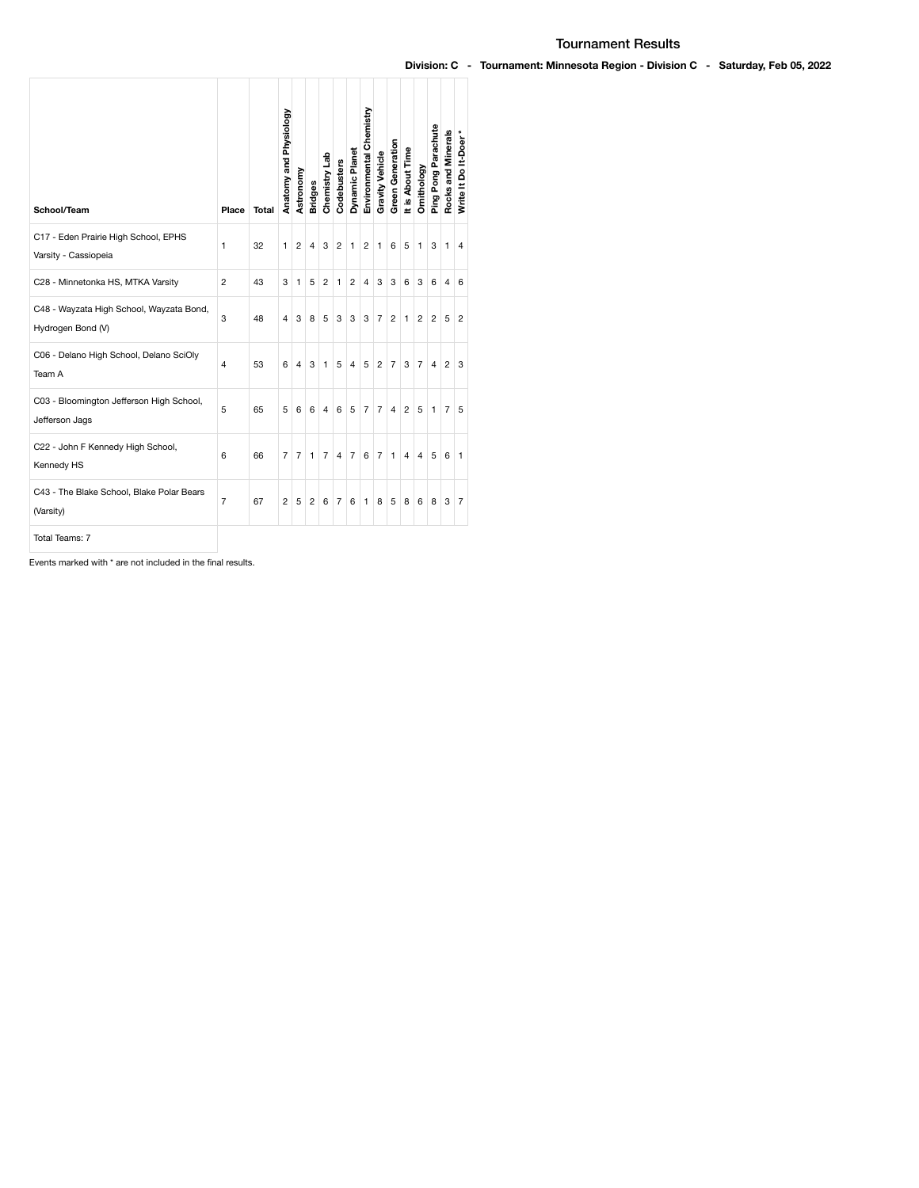# Tournament Results

**Division: C - Tournament: Minnesota Region - Division C - Saturday, Feb 05, 2022**

| School/Team | Place | Total | Anatomy and Physiology | Astronomy | Bridges | Chemistry Lab | Codebusters | Dynamic Planet | Environmental Chemistry | Gravity Vehicle | Green Generation | It is About Time | Ornithology | Ping Pong Parachute | Rocks and Minerals | Write It Do It-Doer * |
|---|---|---|---|---|---|---|---|---|---|---|---|---|---|---|---|---|
| C17 - Eden Prairie High School, EPHS Varsity - Cassiopeia | 1 | 32 | 1 | 2 | 4 | 3 | 2 | 1 | 2 | 1 | 6 | 5 | 1 | 3 | 1 | 4 |
| C28 - Minnetonka HS, MTKA Varsity | 2 | 43 | 3 | 1 | 5 | 2 | 1 | 2 | 4 | 3 | 3 | 6 | 3 | 6 | 4 | 6 |
| C48 - Wayzata High School, Wayzata Bond, Hydrogen Bond (V) | 3 | 48 | 4 | 3 | 8 | 5 | 3 | 3 | 3 | 7 | 2 | 1 | 2 | 2 | 5 | 2 |
| C06 - Delano High School, Delano SciOly Team A | 4 | 53 | 6 | 4 | 3 | 1 | 5 | 4 | 5 | 2 | 7 | 3 | 7 | 4 | 2 | 3 |
| C03 - Bloomington Jefferson High School, Jefferson Jags | 5 | 65 | 5 | 6 | 6 | 4 | 6 | 5 | 7 | 7 | 4 | 2 | 5 | 1 | 7 | 5 |
| C22 - John F Kennedy High School, Kennedy HS | 6 | 66 | 7 | 7 | 1 | 7 | 4 | 7 | 6 | 7 | 1 | 4 | 4 | 5 | 6 | 1 |
| C43 - The Blake School, Blake Polar Bears (Varsity) | 7 | 67 | 2 | 5 | 2 | 6 | 7 | 6 | 1 | 8 | 5 | 8 | 6 | 8 | 3 | 7 |
| Total Teams: 7 | | | | | | | | | | | | | | | | |

Events marked with * are not included in the final results.